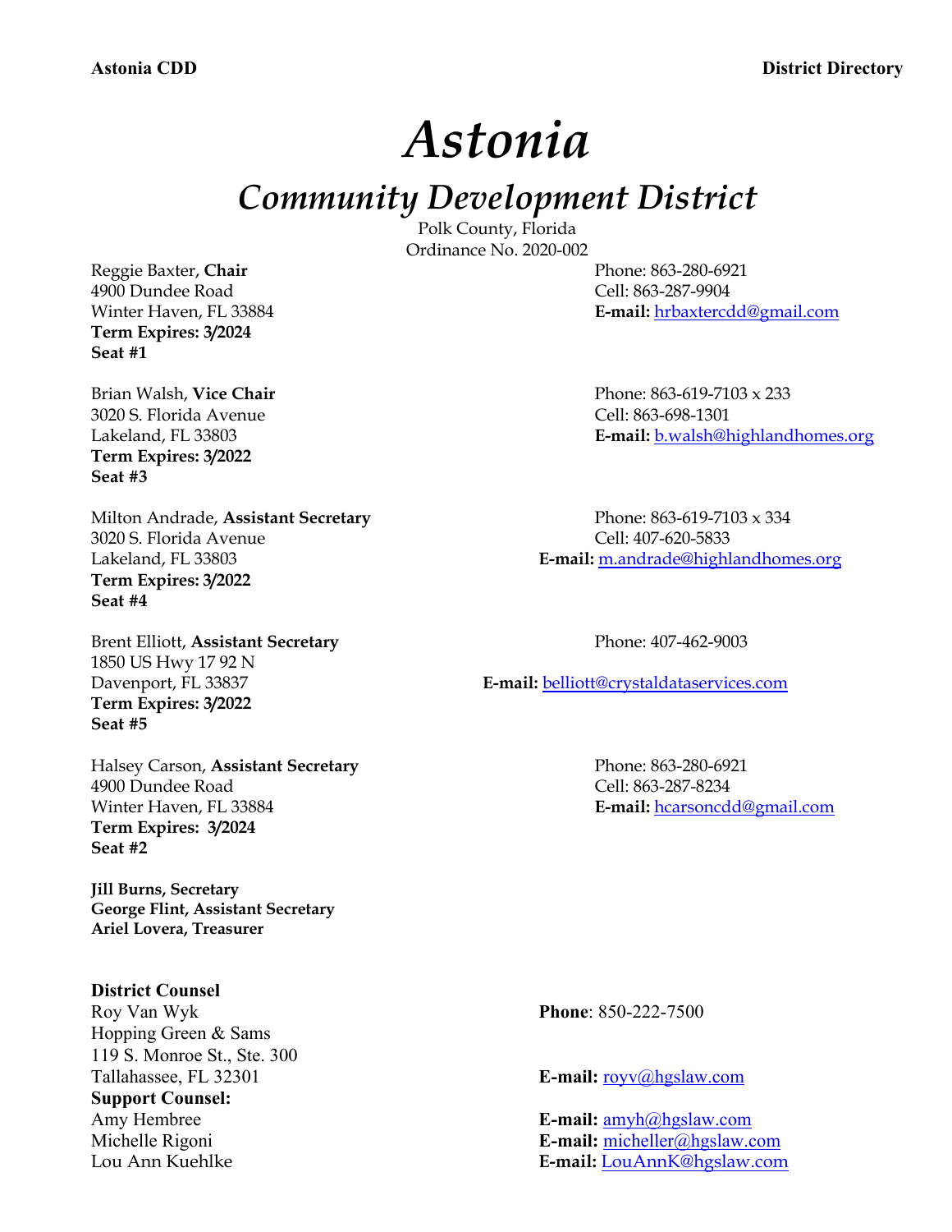# Astonia

## Community Development District

Polk County, Florida
Ordinance No. 2020-002

Reggie Baxter, **Chair**
4900 Dundee Road
Winter Haven, FL 33884
**Term Expires: 3/2024**
**Seat #1**

Phone: 863-280-6921
Cell: 863-287-9904
**E-mail:** hrbaxtercdd@gmail.com

Brian Walsh, **Vice Chair**
3020 S. Florida Avenue
Lakeland, FL 33803
**Term Expires: 3/2022**
**Seat #3**

Phone: 863-619-7103 x 233
Cell: 863-698-1301
**E-mail:** b.walsh@highlandhomes.org

Milton Andrade, **Assistant Secretary**
3020 S. Florida Avenue
Lakeland, FL 33803
**Term Expires: 3/2022**
**Seat #4**

Phone: 863-619-7103 x 334
Cell: 407-620-5833
**E-mail:** m.andrade@highlandhomes.org

Brent Elliott, **Assistant Secretary**
1850 US Hwy 17 92 N
Davenport, FL 33837
**Term Expires: 3/2022**
**Seat #5**

Phone: 407-462-9003
**E-mail:** belliott@crystaldataservices.com

Halsey Carson, **Assistant Secretary**
4900 Dundee Road
Winter Haven, FL 33884
**Term Expires: 3/2024**
**Seat #2**

Phone: 863-280-6921
Cell: 863-287-8234
**E-mail:** hcarsoncdd@gmail.com

**Jill Burns, Secretary**
**George Flint, Assistant Secretary**
**Ariel Lovera, Treasurer**

**District Counsel**
Roy Van Wyk
Hopping Green & Sams
119 S. Monroe St., Ste. 300
Tallahassee, FL 32301

**Phone**: 850-222-7500
**E-mail:** royv@hgslaw.com

**Support Counsel:**
Amy Hembree — **E-mail:** amyh@hgslaw.com
Michelle Rigoni — **E-mail:** micheller@hgslaw.com
Lou Ann Kuehlke — **E-mail:** LouAnnK@hgslaw.com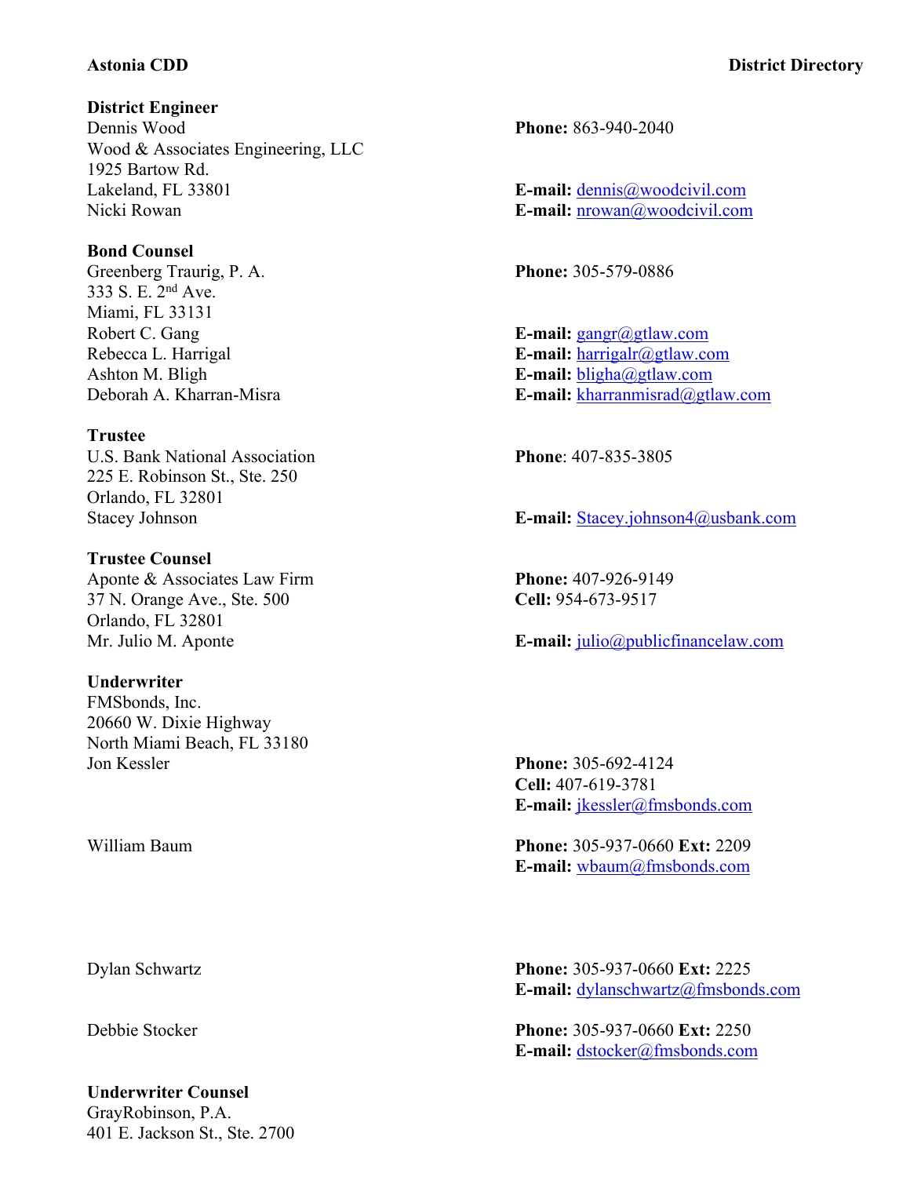**District Engineer**
Dennis Wood
Wood & Associates Engineering, LLC
1925 Bartow Rd.
Lakeland, FL 33801
Nicki Rowan

**Phone:** 863-940-2040

**E-mail:** dennis@woodcivil.com
**E-mail:** nrowan@woodcivil.com

**Bond Counsel**
Greenberg Traurig, P. A.
333 S. E. 2nd Ave.
Miami, FL 33131
Robert C. Gang
Rebecca L. Harrigal
Ashton M. Bligh
Deborah A. Kharran-Misra

**Phone:** 305-579-0886

**E-mail:** gangr@gtlaw.com
**E-mail:** harrigalr@gtlaw.com
**E-mail:** bligha@gtlaw.com
**E-mail:** kharranmisrad@gtlaw.com

**Trustee**
U.S. Bank National Association
225 E. Robinson St., Ste. 250
Orlando, FL 32801
Stacey Johnson

**Phone**: 407-835-3805

**E-mail:** Stacey.johnson4@usbank.com

**Trustee Counsel**
Aponte & Associates Law Firm
37 N. Orange Ave., Ste. 500
Orlando, FL 32801
Mr. Julio M. Aponte

**Phone:** 407-926-9149
**Cell:** 954-673-9517

**E-mail:** julio@publicfinancelaw.com

**Underwriter**
FMSbonds, Inc.
20660 W. Dixie Highway
North Miami Beach, FL 33180

Jon Kessler
**Phone:** 305-692-4124
**Cell:** 407-619-3781
**E-mail:** jkessler@fmsbonds.com

William Baum
**Phone:** 305-937-0660 **Ext:** 2209
**E-mail:** wbaum@fmsbonds.com

Dylan Schwartz
**Phone:** 305-937-0660 **Ext:** 2225
**E-mail:** dylanschwartz@fmsbonds.com

Debbie Stocker
**Phone:** 305-937-0660 **Ext:** 2250
**E-mail:** dstocker@fmsbonds.com

**Underwriter Counsel**
GrayRobinson, P.A.
401 E. Jackson St., Ste. 2700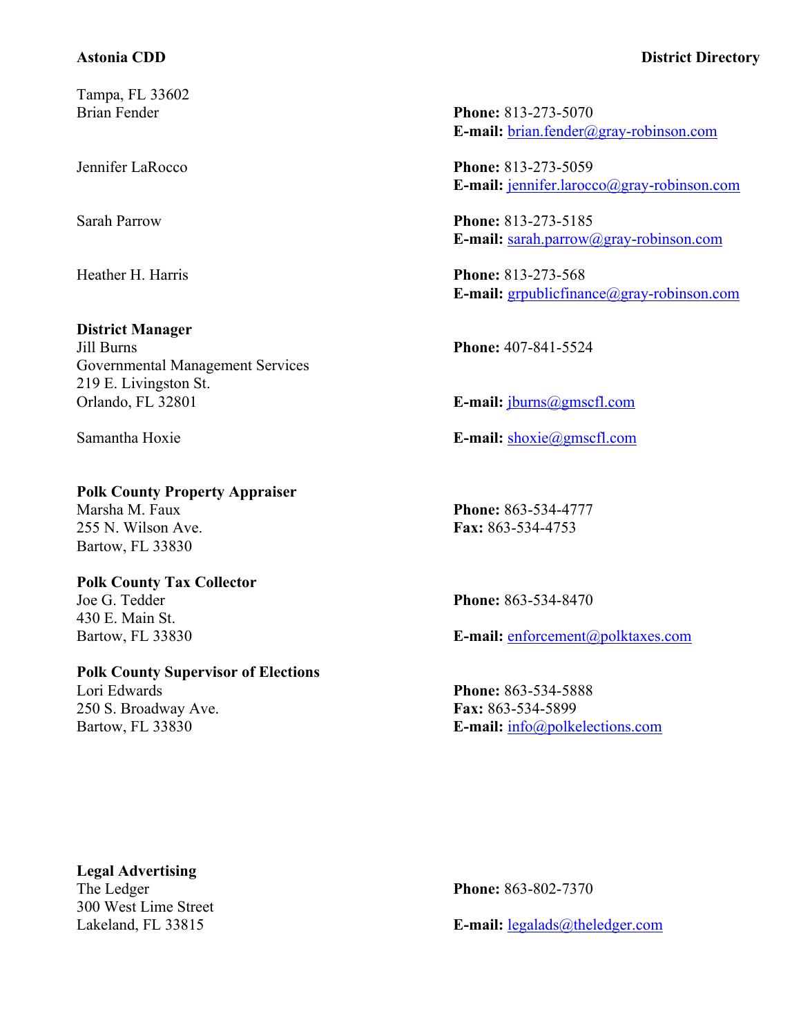Tampa, FL 33602

Brian Fender — **Phone:** 813-273-5070
**E-mail:** brian.fender@gray-robinson.com

Jennifer LaRocco — **Phone:** 813-273-5059
**E-mail:** jennifer.larocco@gray-robinson.com

Sarah Parrow — **Phone:** 813-273-5185
**E-mail:** sarah.parrow@gray-robinson.com

Heather H. Harris — **Phone:** 813-273-568
**E-mail:** grpublicfinance@gray-robinson.com

**District Manager**
Jill Burns — **Phone:** 407-841-5524
Governmental Management Services
219 E. Livingston St.
Orlando, FL 32801 — **E-mail:** jburns@gmscfl.com

Samantha Hoxie — **E-mail:** shoxie@gmscfl.com

**Polk County Property Appraiser**
Marsha M. Faux — **Phone:** 863-534-4777
255 N. Wilson Ave. — **Fax:** 863-534-4753
Bartow, FL 33830

**Polk County Tax Collector**
Joe G. Tedder — **Phone:** 863-534-8470
430 E. Main St.
Bartow, FL 33830 — **E-mail:** enforcement@polktaxes.com

**Polk County Supervisor of Elections**
Lori Edwards — **Phone:** 863-534-5888
250 S. Broadway Ave. — **Fax:** 863-534-5899
Bartow, FL 33830 — **E-mail:** info@polkelections.com

**Legal Advertising**
The Ledger — **Phone:** 863-802-7370
300 West Lime Street
Lakeland, FL 33815 — **E-mail:** legalads@theledger.com